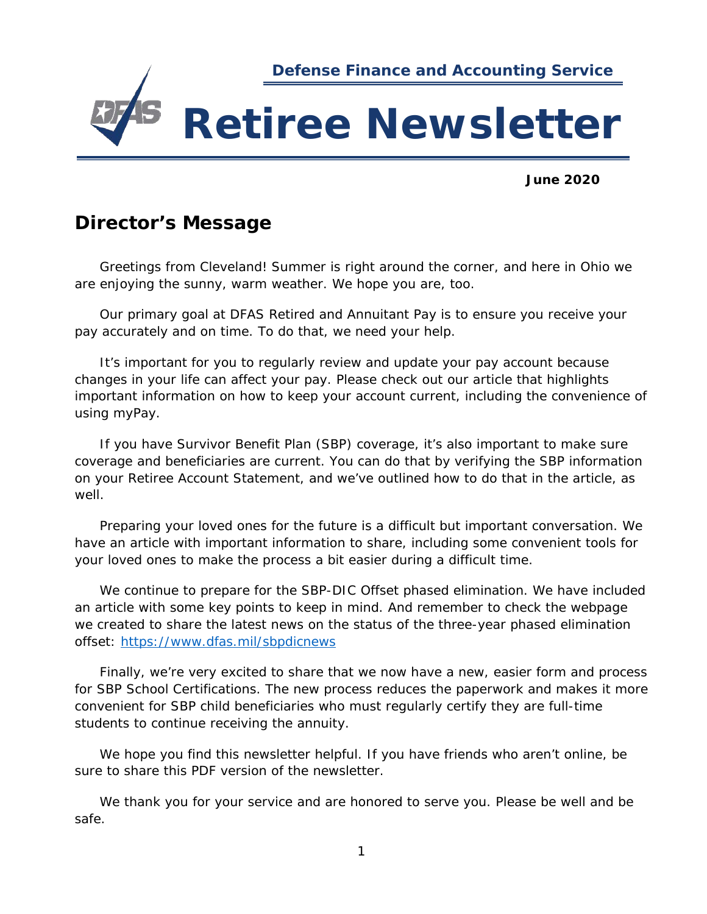Defense Finance and Accounting Service

# Retiree Newsletter

**June 2020**

## Director's Message

Greetings from Cleveland! Summer is right around the corner, and here in Ohio we are enjoying the sunny, warm weather. We hope you are, too.

Our primary goal at DFAS Retired and Annuitant Pay is to ensure you receive your pay accurately and on time. To do that, we need your help.

It's important for you to regularly review and update your pay account because changes in your life can affect your pay. Please check out our article that highlights important information on how to keep your account current, including the convenience of using myPay.

If you have Survivor Benefit Plan (SBP) coverage, it's also important to make sure coverage and beneficiaries are current. You can do that by verifying the SBP information on your Retiree Account Statement, and we've outlined how to do that in the article, as well.

Preparing your loved ones for the future is a difficult but important conversation. We have an article with important information to share, including some convenient tools for your loved ones to make the process a bit easier during a difficult time.

We continue to prepare for the SBP-DIC Offset phased elimination. We have included an article with some key points to keep in mind. And remember to check the webpage we created to share the latest news on the status of the three-year phased elimination offset: https://www.dfas.mil/sbpdicnews

Finally, we're very excited to share that we now have a new, easier form and process for SBP School Certifications. The new process reduces the paperwork and makes it more convenient for SBP child beneficiaries who must regularly certify they are full-time students to continue receiving the annuity.

We hope you find this newsletter helpful. If you have friends who aren't online, be sure to share this PDF version of the newsletter.

We thank you for your service and are honored to serve you. Please be well and be safe.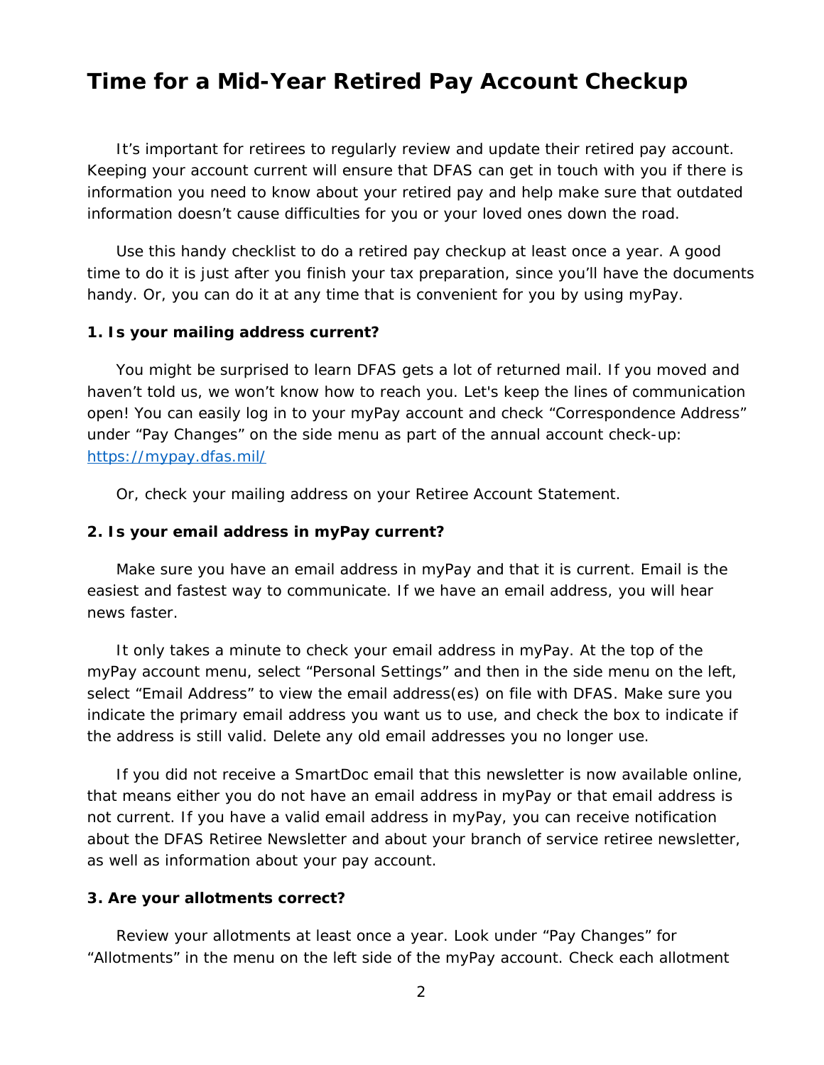# Time for a Mid-Year Retired Pay Account Checkup

It's important for retirees to regularly review and update their retired pay account. Keeping your account current will ensure that DFAS can get in touch with you if there is information you need to know about your retired pay and help make sure that outdated information doesn't cause difficulties for you or your loved ones down the road.

Use this handy checklist to do a retired pay checkup at least once a year. A good time to do it is just after you finish your tax preparation, since you'll have the documents handy. Or, you can do it at any time that is convenient for you by using myPay.

**1. Is your mailing address current?**

You might be surprised to learn DFAS gets a lot of returned mail. If you moved and haven't told us, we won't know how to reach you. Let's keep the lines of communication open! You can easily log in to your myPay account and check "Correspondence Address" under "Pay Changes" on the side menu as part of the annual account check-up: [https://mypay.dfas.mil/](https://mypay.dfas.mil/)

Or, check your mailing address on your Retiree Account Statement.

**2. Is your email address in myPay current?**

Make sure you have an email address in myPay and that it is current. Email is the easiest and fastest way to communicate. If we have an email address, you will hear news faster.

It only takes a minute to check your email address in myPay. At the top of the myPay account menu, select "Personal Settings" and then in the side menu on the left, select "Email Address" to view the email address(es) on file with DFAS. Make sure you indicate the primary email address you want us to use, and check the box to indicate if the address is still valid. Delete any old email addresses you no longer use.

If you did not receive a SmartDoc email that this newsletter is now available online, that means either you do not have an email address in myPay or that email address is not current. If you have a valid email address in myPay, you can receive notification about the DFAS Retiree Newsletter and about your branch of service retiree newsletter, as well as information about your pay account.

**3. Are your allotments correct?**

Review your allotments at least once a year. Look under "Pay Changes" for "Allotments" in the menu on the left side of the myPay account. Check each allotment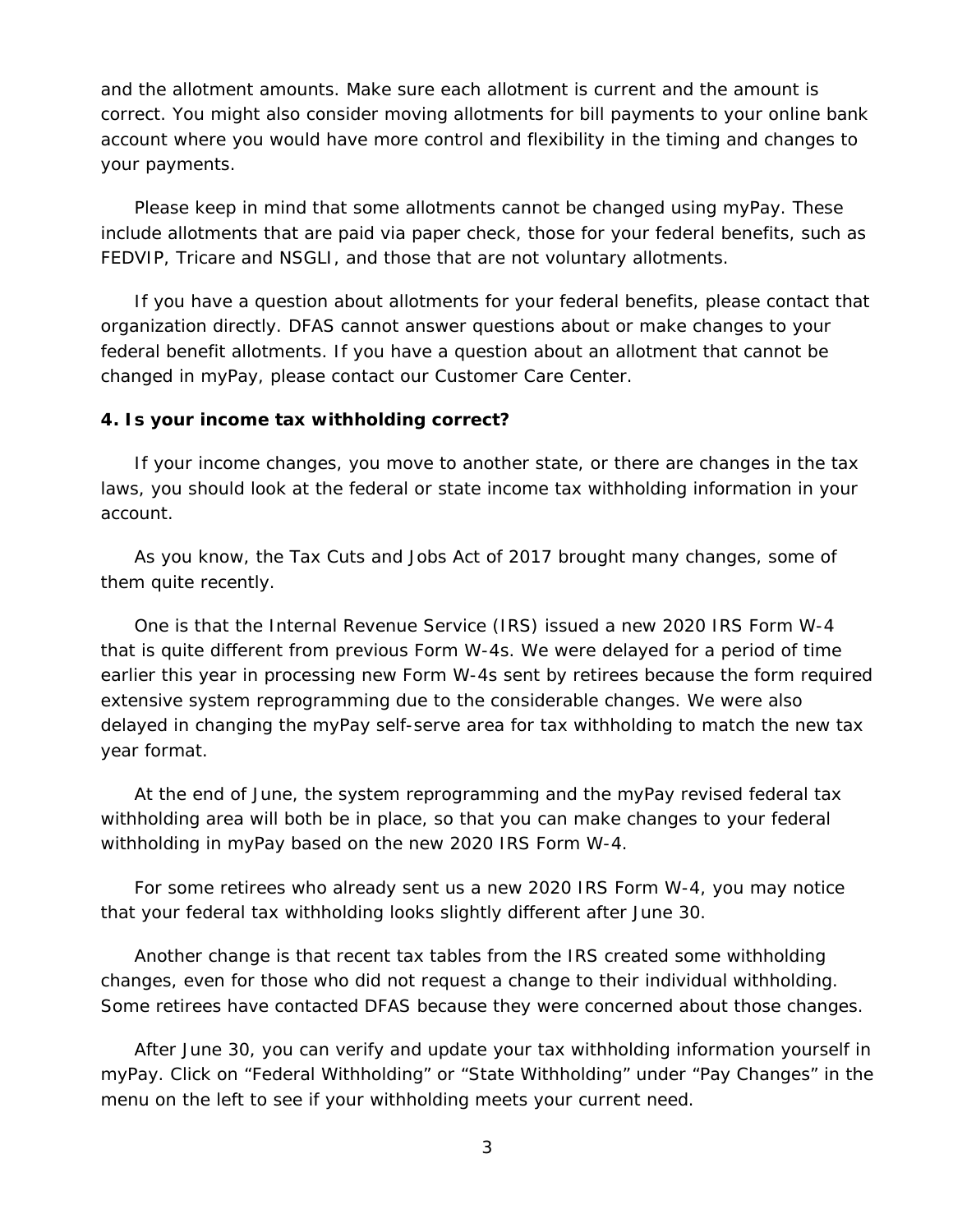and the allotment amounts. Make sure each allotment is current and the amount is correct. You might also consider moving allotments for bill payments to your online bank account where you would have more control and flexibility in the timing and changes to your payments.

Please keep in mind that some allotments cannot be changed using myPay. These include allotments that are paid via paper check, those for your federal benefits, such as FEDVIP, Tricare and NSGLI, and those that are not voluntary allotments.

If you have a question about allotments for your federal benefits, please contact that organization directly. DFAS cannot answer questions about or make changes to your federal benefit allotments. If you have a question about an allotment that cannot be changed in myPay, please contact our Customer Care Center.

**4. Is your income tax withholding correct?**

If your income changes, you move to another state, or there are changes in the tax laws, you should look at the federal or state income tax withholding information in your account.

As you know, the Tax Cuts and Jobs Act of 2017 brought many changes, some of them quite recently.

One is that the Internal Revenue Service (IRS) issued a new 2020 IRS Form W-4 that is quite different from previous Form W-4s. We were delayed for a period of time earlier this year in processing new Form W-4s sent by retirees because the form required extensive system reprogramming due to the considerable changes. We were also delayed in changing the myPay self-serve area for tax withholding to match the new tax year format.

At the end of June, the system reprogramming and the myPay revised federal tax withholding area will both be in place, so that you can make changes to your federal withholding in myPay based on the new 2020 IRS Form W-4.

For some retirees who already sent us a new 2020 IRS Form W-4, you may notice that your federal tax withholding looks slightly different after June 30.

Another change is that recent tax tables from the IRS created some withholding changes, even for those who did not request a change to their individual withholding. Some retirees have contacted DFAS because they were concerned about those changes.

After June 30, you can verify and update your tax withholding information yourself in myPay. Click on "Federal Withholding" or "State Withholding" under "Pay Changes" in the menu on the left to see if your withholding meets your current need.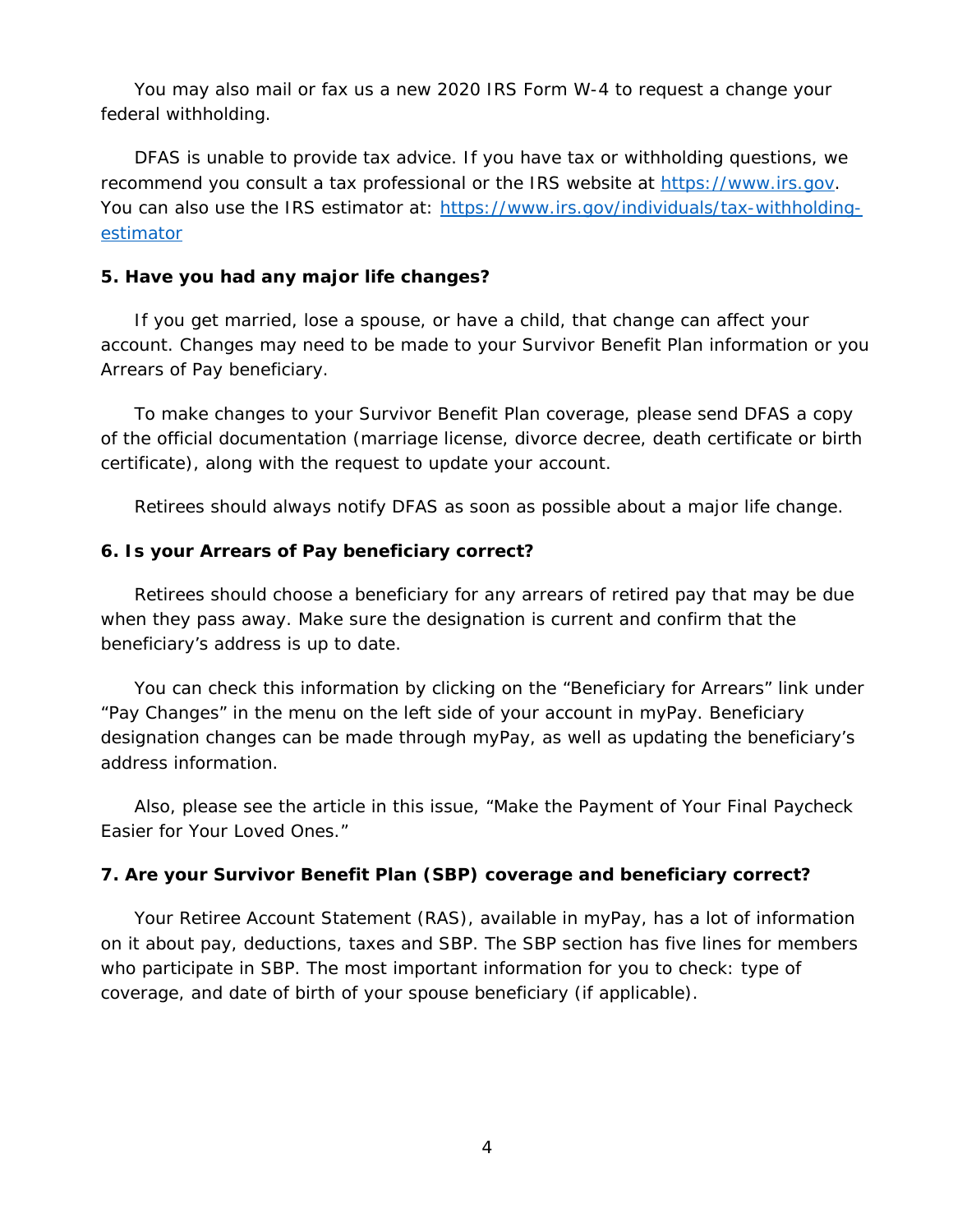You may also mail or fax us a new 2020 IRS Form W-4 to request a change your federal withholding.

DFAS is unable to provide tax advice. If you have tax or withholding questions, we recommend you consult a tax professional or the IRS website at https://www.irs.gov. You can also use the IRS estimator at: https://www.irs.gov/individuals/tax-withholding-estimator

**5. Have you had any major life changes?**

If you get married, lose a spouse, or have a child, that change can affect your account. Changes may need to be made to your Survivor Benefit Plan information or you Arrears of Pay beneficiary.

To make changes to your Survivor Benefit Plan coverage, please send DFAS a copy of the official documentation (marriage license, divorce decree, death certificate or birth certificate), along with the request to update your account.

Retirees should always notify DFAS as soon as possible about a major life change.

**6. Is your Arrears of Pay beneficiary correct?**

Retirees should choose a beneficiary for any arrears of retired pay that may be due when they pass away. Make sure the designation is current and confirm that the beneficiary's address is up to date.

You can check this information by clicking on the "Beneficiary for Arrears" link under "Pay Changes" in the menu on the left side of your account in myPay. Beneficiary designation changes can be made through myPay, as well as updating the beneficiary's address information.

Also, please see the article in this issue, "Make the Payment of Your Final Paycheck Easier for Your Loved Ones."

**7. Are your Survivor Benefit Plan (SBP) coverage and beneficiary correct?**

Your Retiree Account Statement (RAS), available in myPay, has a lot of information on it about pay, deductions, taxes and SBP. The SBP section has five lines for members who participate in SBP. The most important information for you to check: type of coverage, and date of birth of your spouse beneficiary (if applicable).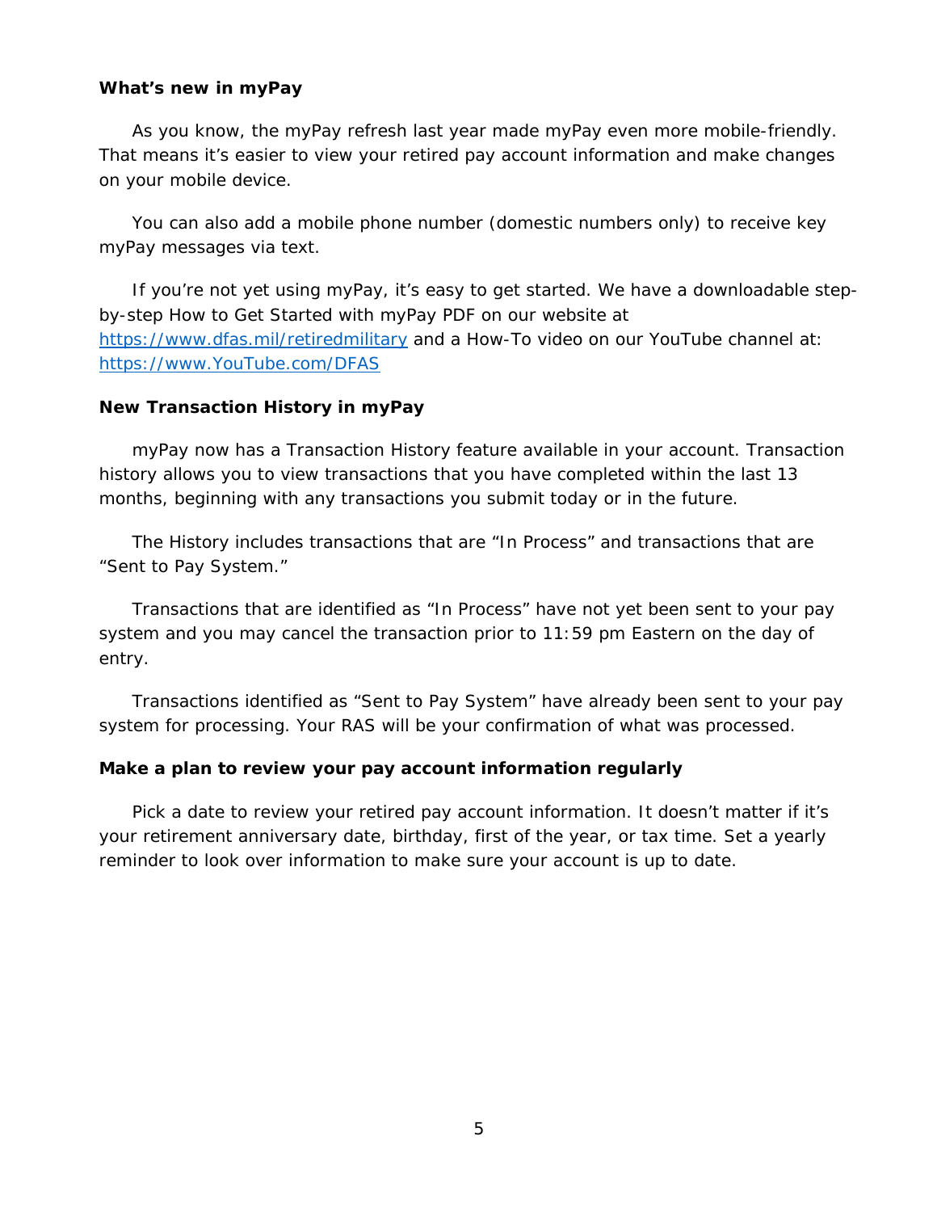## What's new in myPay

As you know, the myPay refresh last year made myPay even more mobile-friendly. That means it's easier to view your retired pay account information and make changes on your mobile device.

You can also add a mobile phone number (domestic numbers only) to receive key myPay messages via text.

If you're not yet using myPay, it's easy to get started. We have a downloadable step-by-step How to Get Started with myPay PDF on our website at [https://www.dfas.mil/retiredmilitary](https://www.dfas.mil/retiredmilitary) and a How-To video on our YouTube channel at: [https://www.YouTube.com/DFAS](https://www.YouTube.com/DFAS)

## New Transaction History in myPay

myPay now has a Transaction History feature available in your account. Transaction history allows you to view transactions that you have completed within the last 13 months, beginning with any transactions you submit today or in the future.

The History includes transactions that are "In Process" and transactions that are "Sent to Pay System."

Transactions that are identified as "In Process" have not yet been sent to your pay system and you may cancel the transaction prior to 11:59 pm Eastern on the day of entry.

Transactions identified as "Sent to Pay System" have already been sent to your pay system for processing. Your RAS will be your confirmation of what was processed.

## Make a plan to review your pay account information regularly

Pick a date to review your retired pay account information. It doesn't matter if it's your retirement anniversary date, birthday, first of the year, or tax time. Set a yearly reminder to look over information to make sure your account is up to date.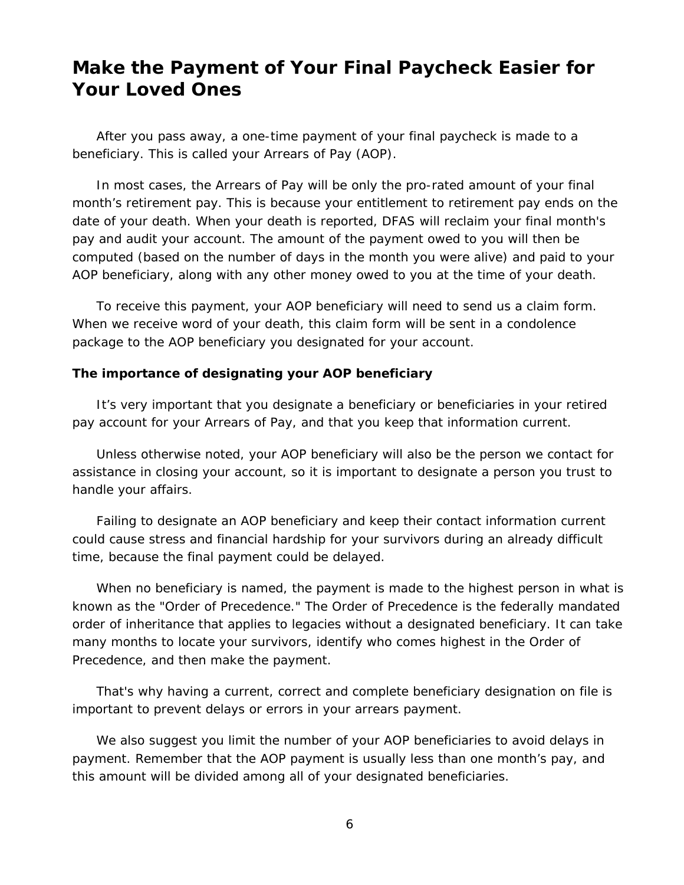# Make the Payment of Your Final Paycheck Easier for Your Loved Ones

After you pass away, a one-time payment of your final paycheck is made to a beneficiary. This is called your Arrears of Pay (AOP).

In most cases, the Arrears of Pay will be only the pro-rated amount of your final month's retirement pay. This is because your entitlement to retirement pay ends on the date of your death. When your death is reported, DFAS will reclaim your final month's pay and audit your account. The amount of the payment owed to you will then be computed (based on the number of days in the month you were alive) and paid to your AOP beneficiary, along with any other money owed to you at the time of your death.

To receive this payment, your AOP beneficiary will need to send us a claim form. When we receive word of your death, this claim form will be sent in a condolence package to the AOP beneficiary you designated for your account.

**The importance of designating your AOP beneficiary**

It's very important that you designate a beneficiary or beneficiaries in your retired pay account for your Arrears of Pay, and that you keep that information current.

Unless otherwise noted, your AOP beneficiary will also be the person we contact for assistance in closing your account, so it is important to designate a person you trust to handle your affairs.

Failing to designate an AOP beneficiary and keep their contact information current could cause stress and financial hardship for your survivors during an already difficult time, because the final payment could be delayed.

When no beneficiary is named, the payment is made to the highest person in what is known as the "Order of Precedence." The Order of Precedence is the federally mandated order of inheritance that applies to legacies without a designated beneficiary. It can take many months to locate your survivors, identify who comes highest in the Order of Precedence, and then make the payment.

That's why having a current, correct and complete beneficiary designation on file is important to prevent delays or errors in your arrears payment.

We also suggest you limit the number of your AOP beneficiaries to avoid delays in payment. Remember that the AOP payment is usually less than one month's pay, and this amount will be divided among all of your designated beneficiaries.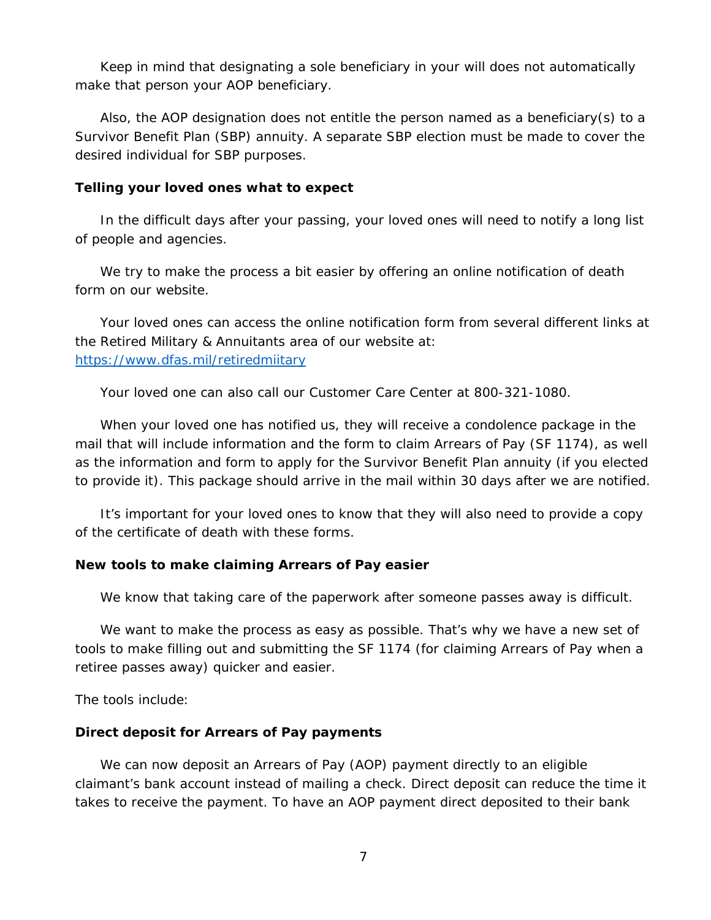Keep in mind that designating a sole beneficiary in your will does not automatically make that person your AOP beneficiary.

Also, the AOP designation does not entitle the person named as a beneficiary(s) to a Survivor Benefit Plan (SBP) annuity. A separate SBP election must be made to cover the desired individual for SBP purposes.

**Telling your loved ones what to expect**

In the difficult days after your passing, your loved ones will need to notify a long list of people and agencies.

We try to make the process a bit easier by offering an online notification of death form on our website.

Your loved ones can access the online notification form from several different links at the Retired Military & Annuitants area of our website at: [https://www.dfas.mil/retiredmiitary](https://www.dfas.mil/retiredmiitary)

Your loved one can also call our Customer Care Center at 800-321-1080.

When your loved one has notified us, they will receive a condolence package in the mail that will include information and the form to claim Arrears of Pay (SF 1174), as well as the information and form to apply for the Survivor Benefit Plan annuity (if you elected to provide it). This package should arrive in the mail within 30 days after we are notified.

It's important for your loved ones to know that they will also need to provide a copy of the certificate of death with these forms.

**New tools to make claiming Arrears of Pay easier**

We know that taking care of the paperwork after someone passes away is difficult.

We want to make the process as easy as possible. That's why we have a new set of tools to make filling out and submitting the SF 1174 (for claiming Arrears of Pay when a retiree passes away) quicker and easier.

The tools include:

**Direct deposit for Arrears of Pay payments**

We can now deposit an Arrears of Pay (AOP) payment directly to an eligible claimant's bank account instead of mailing a check. Direct deposit can reduce the time it takes to receive the payment. To have an AOP payment direct deposited to their bank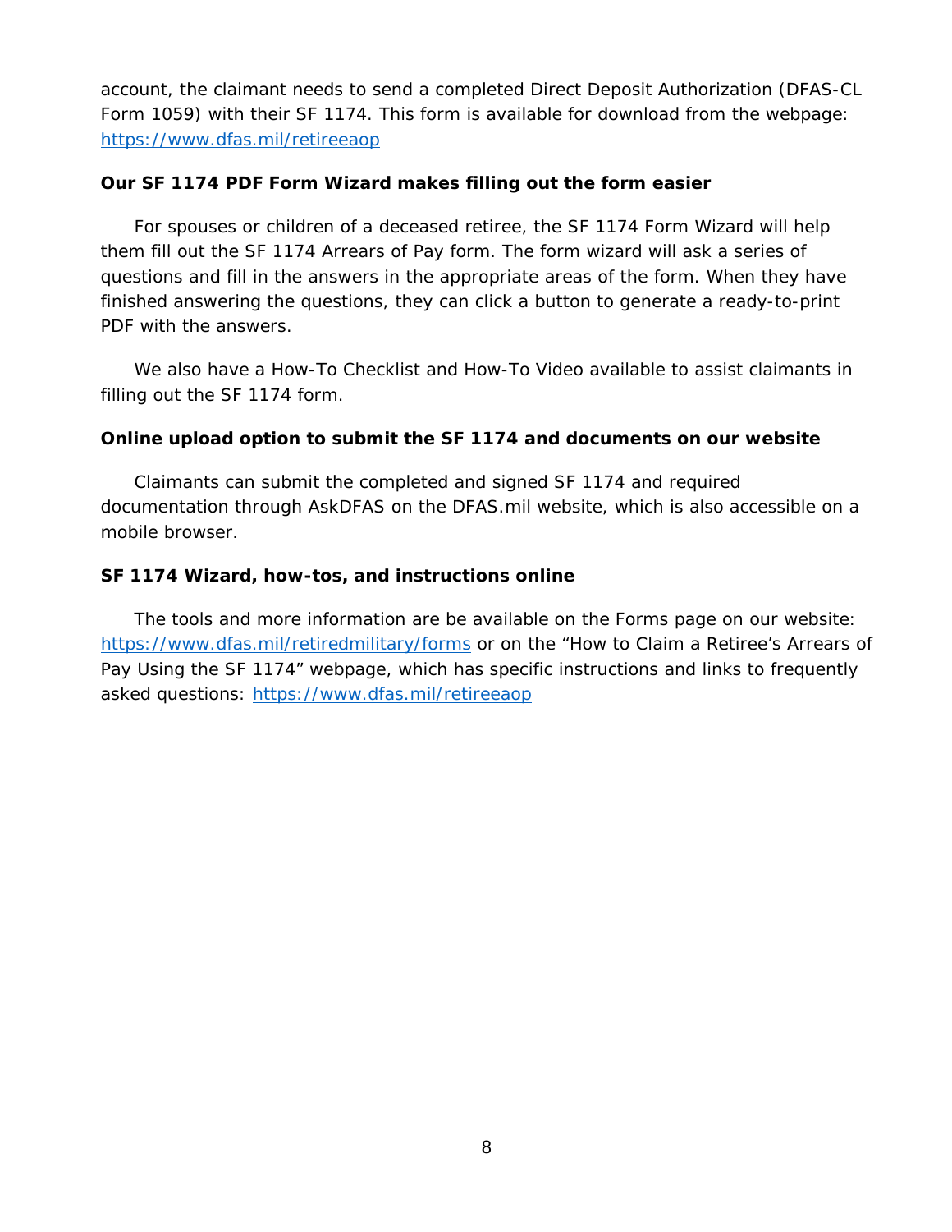account, the claimant needs to send a completed Direct Deposit Authorization (DFAS-CL Form 1059) with their SF 1174. This form is available for download from the webpage: https://www.dfas.mil/retireeaop

**Our SF 1174 PDF Form Wizard makes filling out the form easier**

For spouses or children of a deceased retiree, the SF 1174 Form Wizard will help them fill out the SF 1174 Arrears of Pay form. The form wizard will ask a series of questions and fill in the answers in the appropriate areas of the form. When they have finished answering the questions, they can click a button to generate a ready-to-print PDF with the answers.

We also have a How-To Checklist and How-To Video available to assist claimants in filling out the SF 1174 form.

**Online upload option to submit the SF 1174 and documents on our website**

Claimants can submit the completed and signed SF 1174 and required documentation through AskDFAS on the DFAS.mil website, which is also accessible on a mobile browser.

**SF 1174 Wizard, how-tos, and instructions online**

The tools and more information are be available on the Forms page on our website: https://www.dfas.mil/retiredmilitary/forms or on the "How to Claim a Retiree's Arrears of Pay Using the SF 1174" webpage, which has specific instructions and links to frequently asked questions: https://www.dfas.mil/retireeaop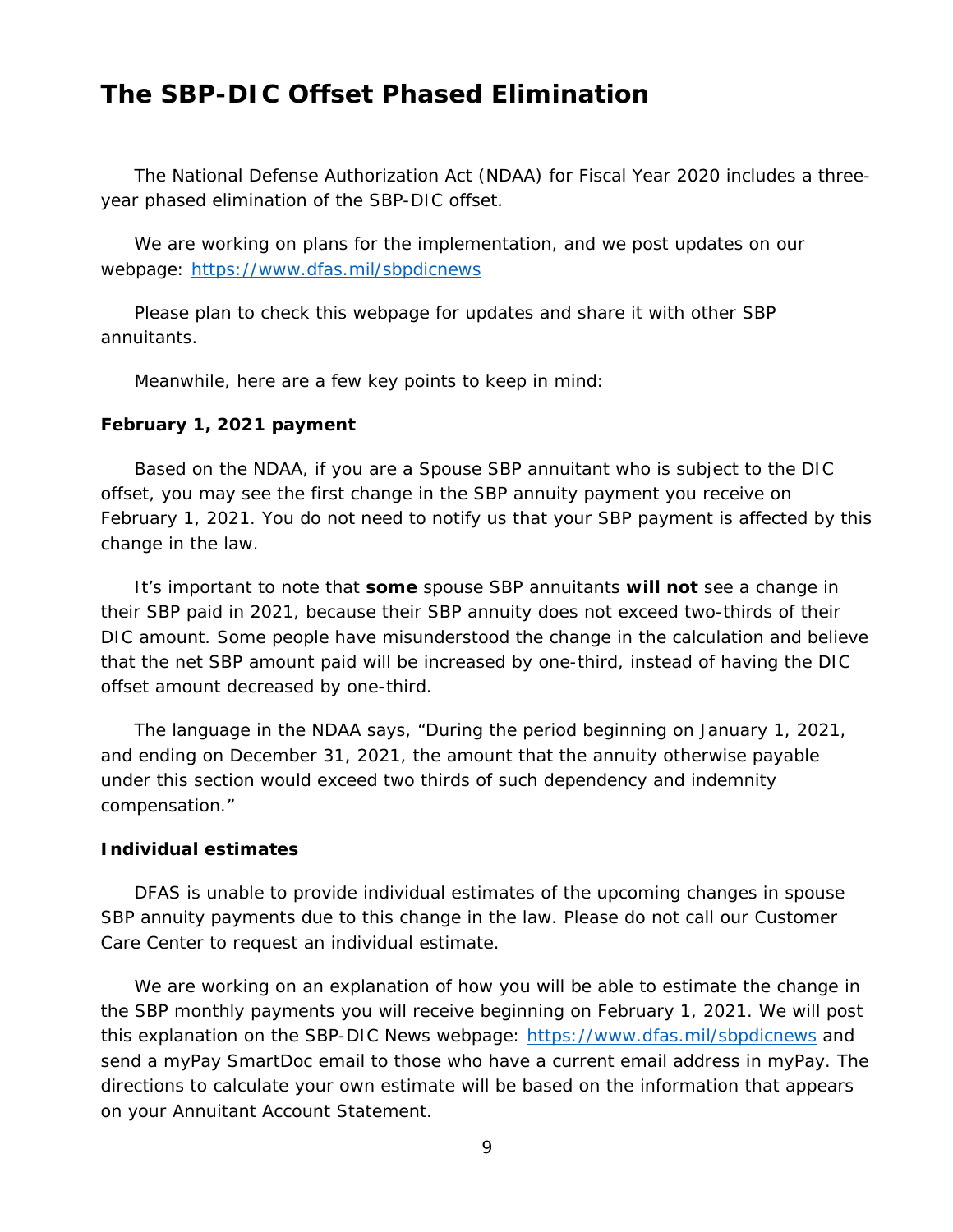# The SBP-DIC Offset Phased Elimination

The National Defense Authorization Act (NDAA) for Fiscal Year 2020 includes a three-year phased elimination of the SBP-DIC offset.

We are working on plans for the implementation, and we post updates on our webpage: https://www.dfas.mil/sbpdicnews

Please plan to check this webpage for updates and share it with other SBP annuitants.

Meanwhile, here are a few key points to keep in mind:

**February 1, 2021 payment**

Based on the NDAA, if you are a Spouse SBP annuitant who is subject to the DIC offset, you may see the first change in the SBP annuity payment you receive on February 1, 2021. You do not need to notify us that your SBP payment is affected by this change in the law.

It's important to note that **some** spouse SBP annuitants **will not** see a change in their SBP paid in 2021, because their SBP annuity does not exceed two-thirds of their DIC amount. Some people have misunderstood the change in the calculation and believe that the net SBP amount paid will be increased by one-third, instead of having the DIC offset amount decreased by one-third.

The language in the NDAA says, "During the period beginning on January 1, 2021, and ending on December 31, 2021, the amount that the annuity otherwise payable under this section would exceed two thirds of such dependency and indemnity compensation."

**Individual estimates**

DFAS is unable to provide individual estimates of the upcoming changes in spouse SBP annuity payments due to this change in the law. Please do not call our Customer Care Center to request an individual estimate.

We are working on an explanation of how you will be able to estimate the change in the SBP monthly payments you will receive beginning on February 1, 2021. We will post this explanation on the SBP-DIC News webpage: https://www.dfas.mil/sbpdicnews and send a myPay SmartDoc email to those who have a current email address in myPay. The directions to calculate your own estimate will be based on the information that appears on your Annuitant Account Statement.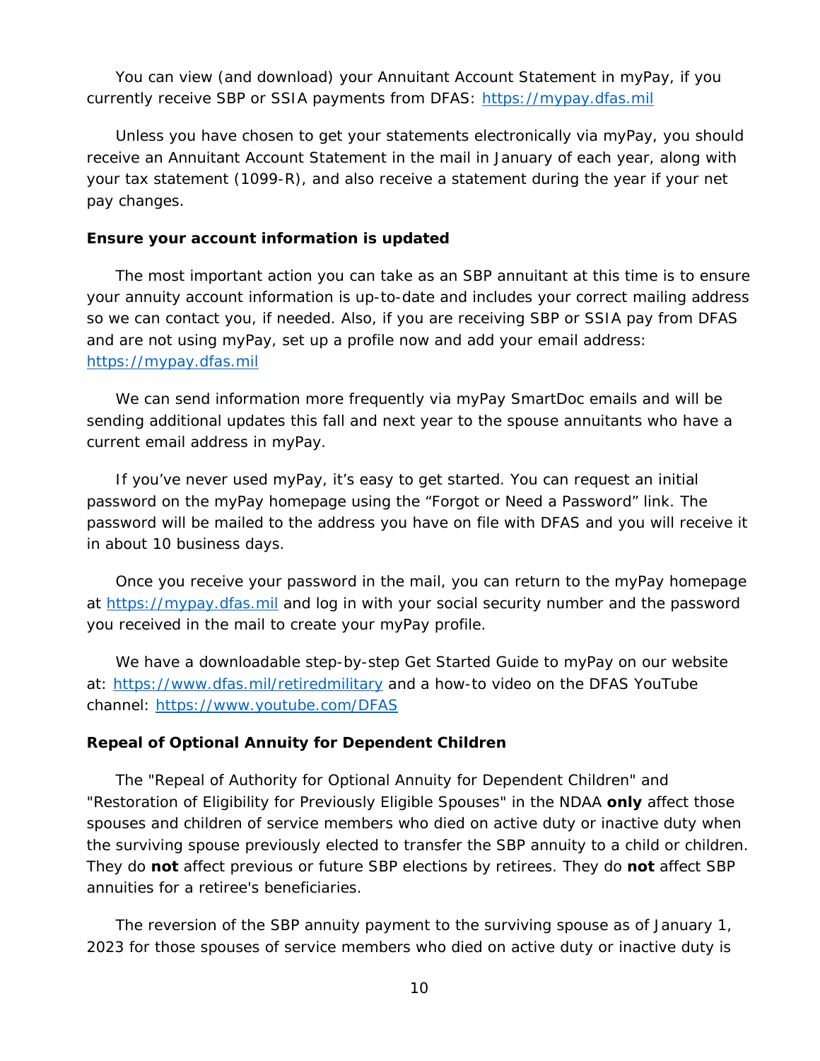You can view (and download) your Annuitant Account Statement in myPay, if you currently receive SBP or SSIA payments from DFAS: https://mypay.dfas.mil

Unless you have chosen to get your statements electronically via myPay, you should receive an Annuitant Account Statement in the mail in January of each year, along with your tax statement (1099-R), and also receive a statement during the year if your net pay changes.

**Ensure your account information is updated**

The most important action you can take as an SBP annuitant at this time is to ensure your annuity account information is up-to-date and includes your correct mailing address so we can contact you, if needed. Also, if you are receiving SBP or SSIA pay from DFAS and are not using myPay, set up a profile now and add your email address: https://mypay.dfas.mil

We can send information more frequently via myPay SmartDoc emails and will be sending additional updates this fall and next year to the spouse annuitants who have a current email address in myPay.

If you've never used myPay, it's easy to get started. You can request an initial password on the myPay homepage using the "Forgot or Need a Password" link. The password will be mailed to the address you have on file with DFAS and you will receive it in about 10 business days.

Once you receive your password in the mail, you can return to the myPay homepage at https://mypay.dfas.mil and log in with your social security number and the password you received in the mail to create your myPay profile.

We have a downloadable step-by-step Get Started Guide to myPay on our website at: https://www.dfas.mil/retiredmilitary and a how-to video on the DFAS YouTube channel: https://www.youtube.com/DFAS

**Repeal of Optional Annuity for Dependent Children**

The "Repeal of Authority for Optional Annuity for Dependent Children" and "Restoration of Eligibility for Previously Eligible Spouses" in the NDAA **only** affect those spouses and children of service members who died on active duty or inactive duty when the surviving spouse previously elected to transfer the SBP annuity to a child or children. They do **not** affect previous or future SBP elections by retirees. They do **not** affect SBP annuities for a retiree's beneficiaries.

The reversion of the SBP annuity payment to the surviving spouse as of January 1, 2023 for those spouses of service members who died on active duty or inactive duty is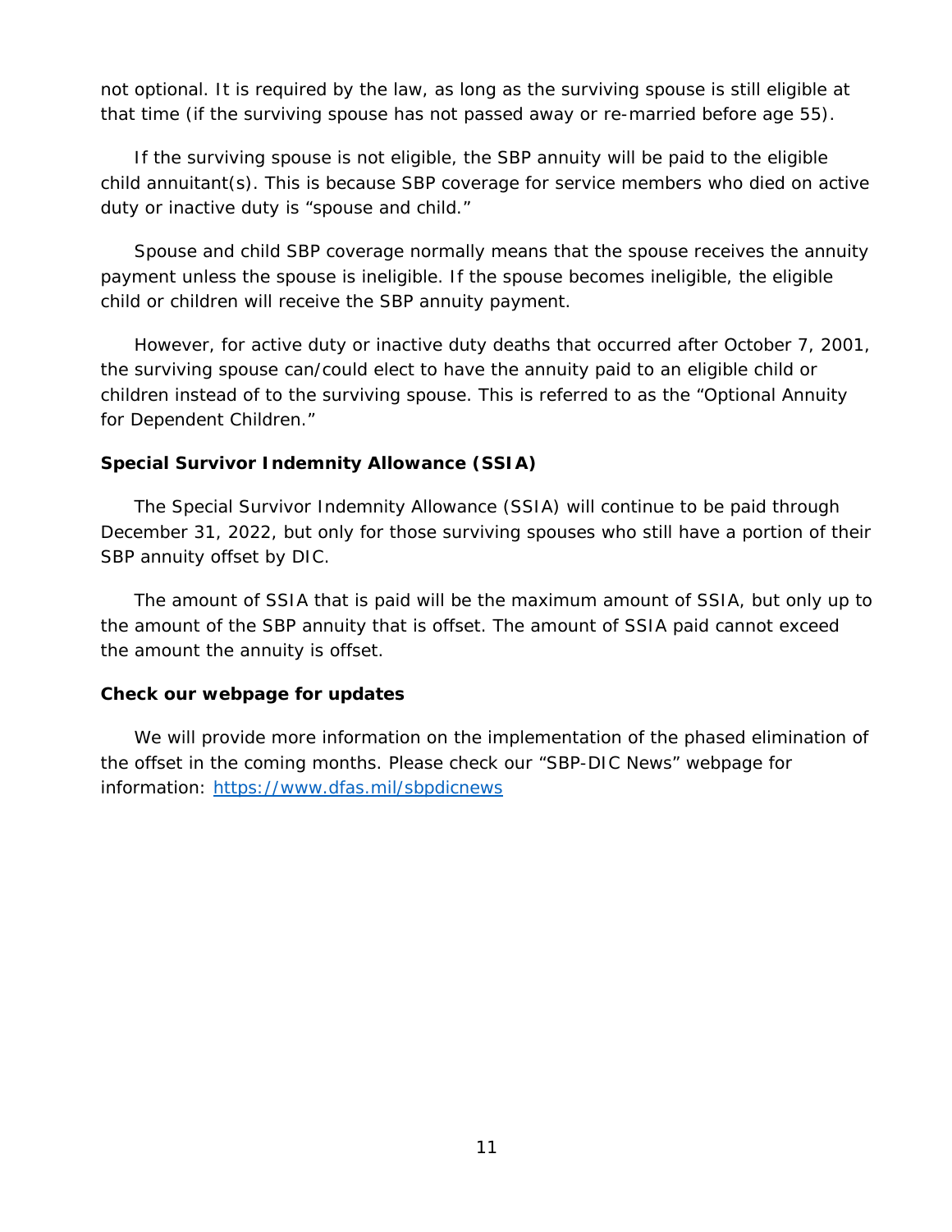not optional. It is required by the law, as long as the surviving spouse is still eligible at that time (if the surviving spouse has not passed away or re-married before age 55).

If the surviving spouse is not eligible, the SBP annuity will be paid to the eligible child annuitant(s). This is because SBP coverage for service members who died on active duty or inactive duty is "spouse and child."

Spouse and child SBP coverage normally means that the spouse receives the annuity payment unless the spouse is ineligible. If the spouse becomes ineligible, the eligible child or children will receive the SBP annuity payment.

However, for active duty or inactive duty deaths that occurred after October 7, 2001, the surviving spouse can/could elect to have the annuity paid to an eligible child or children instead of to the surviving spouse. This is referred to as the "Optional Annuity for Dependent Children."

**Special Survivor Indemnity Allowance (SSIA)**

The Special Survivor Indemnity Allowance (SSIA) will continue to be paid through December 31, 2022, but only for those surviving spouses who still have a portion of their SBP annuity offset by DIC.

The amount of SSIA that is paid will be the maximum amount of SSIA, but only up to the amount of the SBP annuity that is offset. The amount of SSIA paid cannot exceed the amount the annuity is offset.

**Check our webpage for updates**

We will provide more information on the implementation of the phased elimination of the offset in the coming months. Please check our "SBP-DIC News" webpage for information: [https://www.dfas.mil/sbpdicnews](https://www.dfas.mil/sbpdicnews)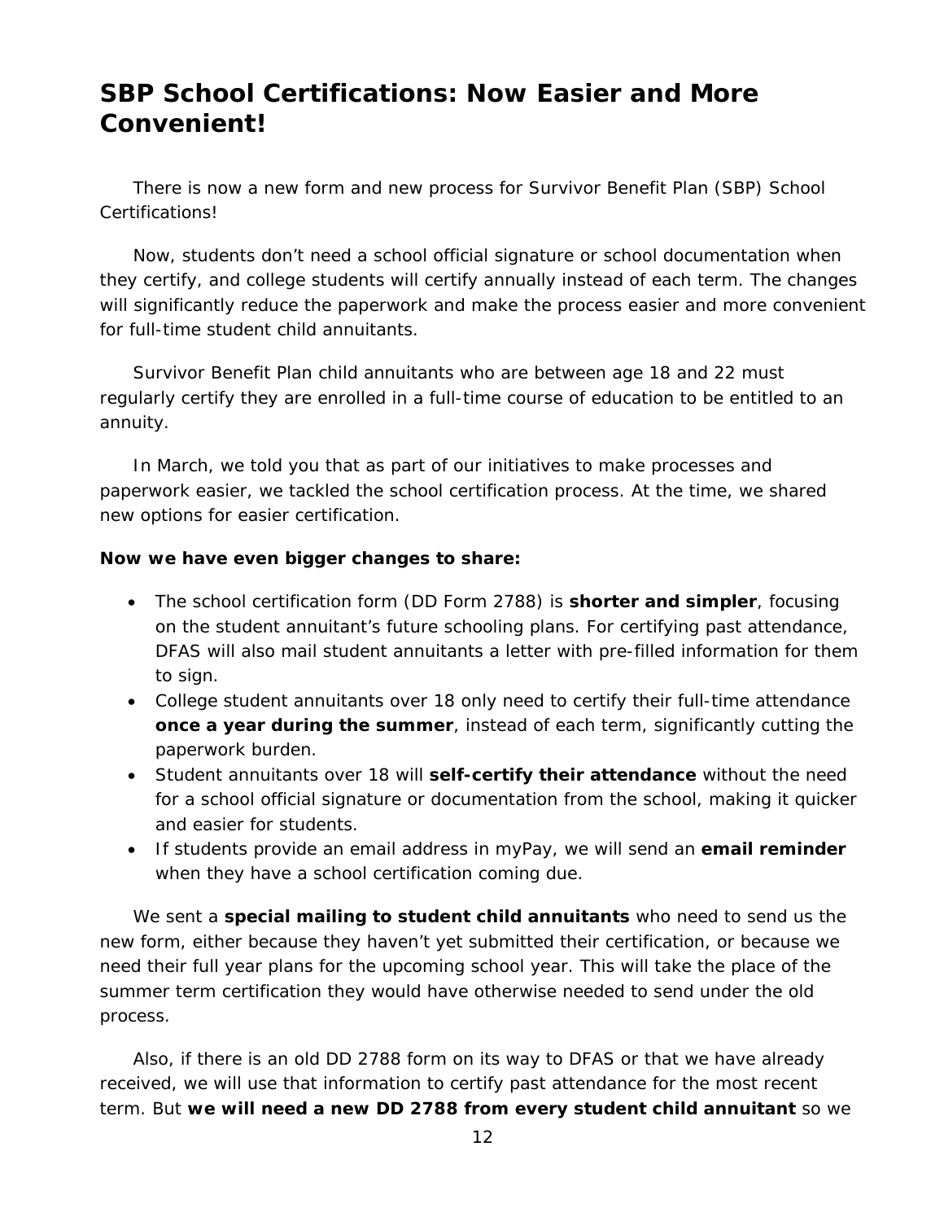# SBP School Certifications: Now Easier and More Convenient!

There is now a new form and new process for Survivor Benefit Plan (SBP) School Certifications!

Now, students don't need a school official signature or school documentation when they certify, and college students will certify annually instead of each term. The changes will significantly reduce the paperwork and make the process easier and more convenient for full-time student child annuitants.

Survivor Benefit Plan child annuitants who are between age 18 and 22 must regularly certify they are enrolled in a full-time course of education to be entitled to an annuity.

In March, we told you that as part of our initiatives to make processes and paperwork easier, we tackled the school certification process. At the time, we shared new options for easier certification.

**Now we have even bigger changes to share:**

- The school certification form (DD Form 2788) is **shorter and simpler**, focusing on the student annuitant's future schooling plans. For certifying past attendance, DFAS will also mail student annuitants a letter with pre-filled information for them to sign.
- College student annuitants over 18 only need to certify their full-time attendance **once a year during the summer**, instead of each term, significantly cutting the paperwork burden.
- Student annuitants over 18 will **self-certify their attendance** without the need for a school official signature or documentation from the school, making it quicker and easier for students.
- If students provide an email address in myPay, we will send an **email reminder** when they have a school certification coming due.

We sent a **special mailing to student child annuitants** who need to send us the new form, either because they haven't yet submitted their certification, or because we need their full year plans for the upcoming school year. This will take the place of the summer term certification they would have otherwise needed to send under the old process.

Also, if there is an old DD 2788 form on its way to DFAS or that we have already received, we will use that information to certify past attendance for the most recent term. But **we will need a new DD 2788 from every student child annuitant** so we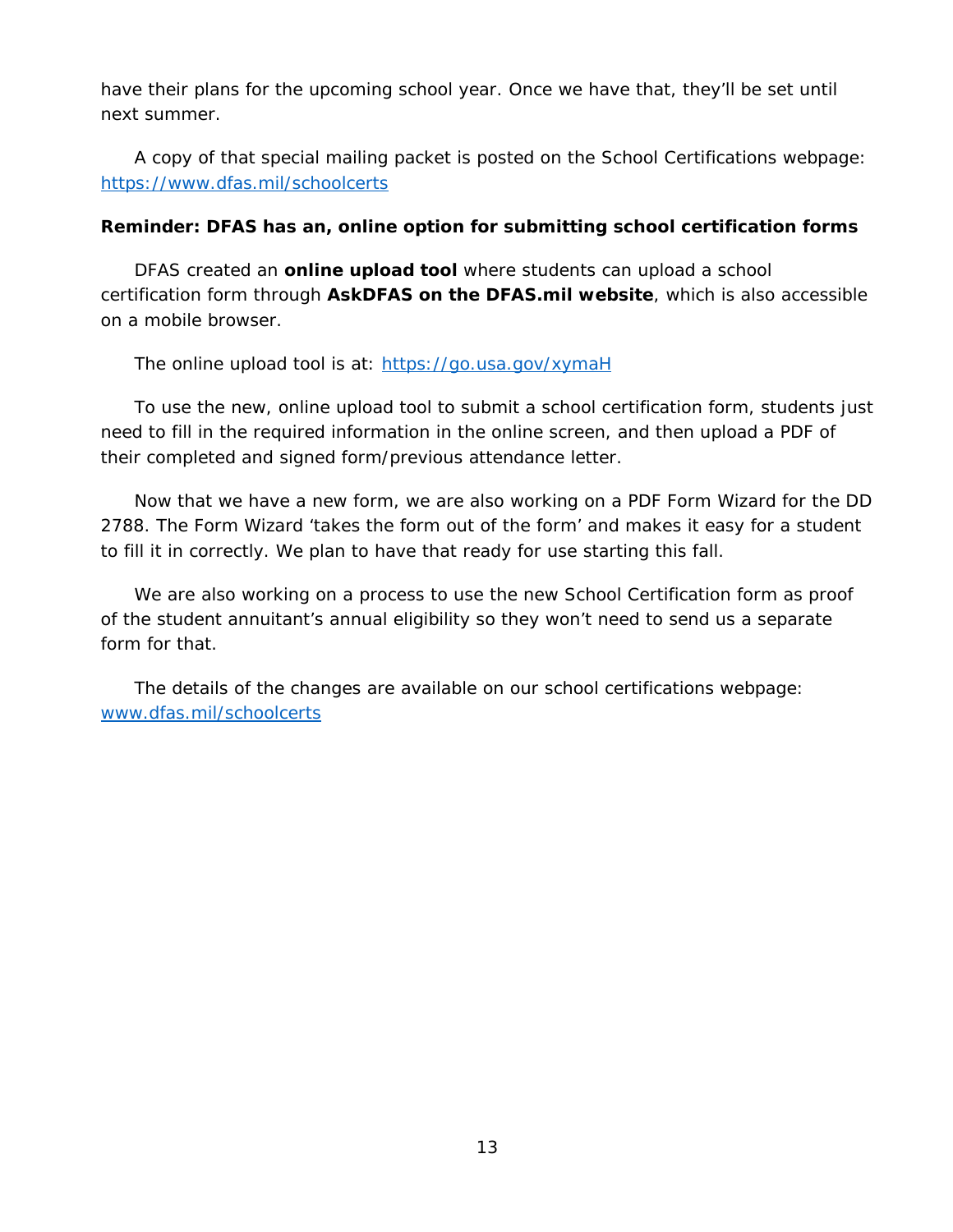have their plans for the upcoming school year. Once we have that, they'll be set until next summer.

A copy of that special mailing packet is posted on the School Certifications webpage: [https://www.dfas.mil/schoolcerts](https://www.dfas.mil/schoolcerts)

**Reminder: DFAS has an, online option for submitting school certification forms**

DFAS created an **online upload tool** where students can upload a school certification form through **AskDFAS on the DFAS.mil website**, which is also accessible on a mobile browser.

The online upload tool is at: [https://go.usa.gov/xymaH](https://go.usa.gov/xymaH)

To use the new, online upload tool to submit a school certification form, students just need to fill in the required information in the online screen, and then upload a PDF of their completed and signed form/previous attendance letter.

Now that we have a new form, we are also working on a PDF Form Wizard for the DD 2788. The Form Wizard 'takes the form out of the form' and makes it easy for a student to fill it in correctly. We plan to have that ready for use starting this fall.

We are also working on a process to use the new School Certification form as proof of the student annuitant's annual eligibility so they won't need to send us a separate form for that.

The details of the changes are available on our school certifications webpage: [www.dfas.mil/schoolcerts](www.dfas.mil/schoolcerts)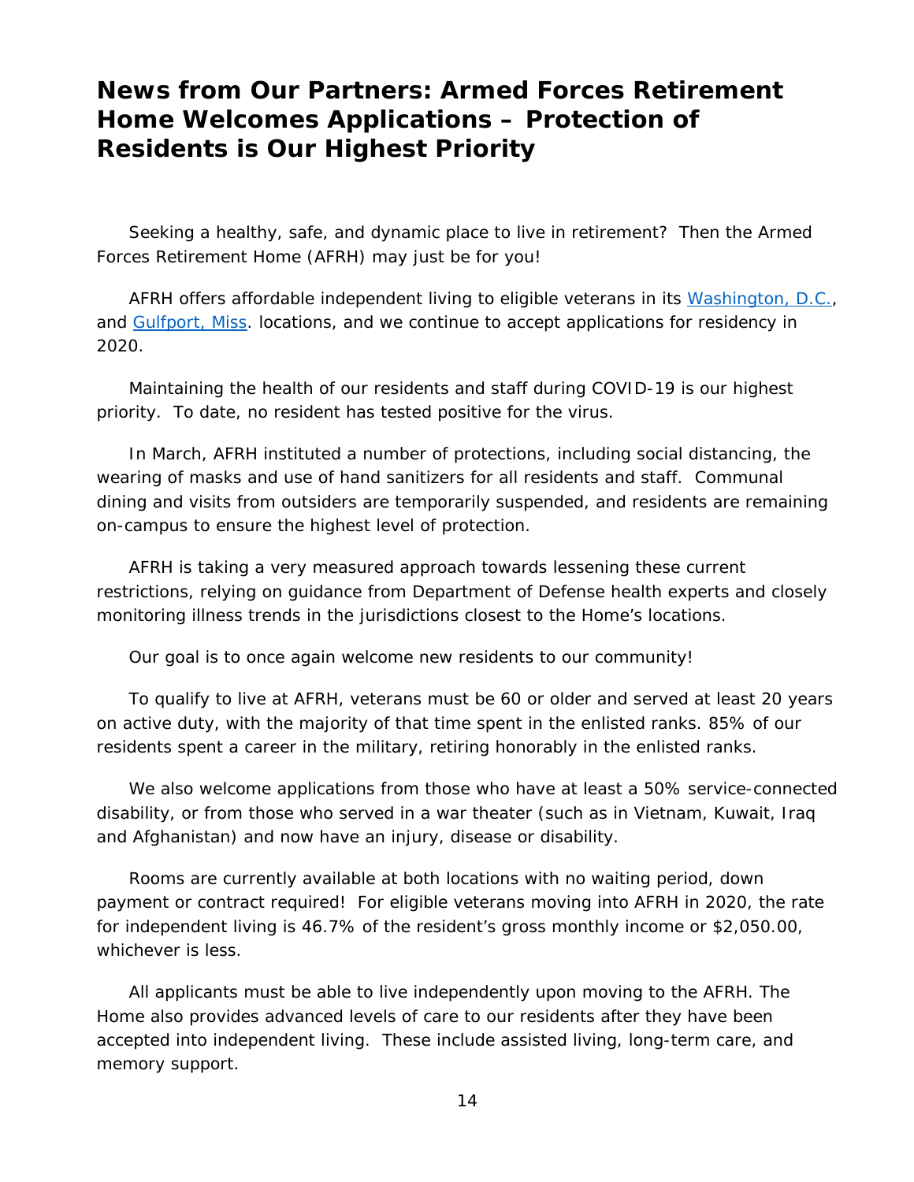# News from Our Partners: Armed Forces Retirement Home Welcomes Applications – Protection of Residents is Our Highest Priority

Seeking a healthy, safe, and dynamic place to live in retirement? Then the Armed Forces Retirement Home (AFRH) may just be for you!

AFRH offers affordable independent living to eligible veterans in its [Washington, D.C.](), and [Gulfport, Miss]() locations, and we continue to accept applications for residency in 2020.

Maintaining the health of our residents and staff during COVID-19 is our highest priority. To date, no resident has tested positive for the virus.

In March, AFRH instituted a number of protections, including social distancing, the wearing of masks and use of hand sanitizers for all residents and staff. Communal dining and visits from outsiders are temporarily suspended, and residents are remaining on-campus to ensure the highest level of protection.

AFRH is taking a very measured approach towards lessening these current restrictions, relying on guidance from Department of Defense health experts and closely monitoring illness trends in the jurisdictions closest to the Home's locations.

Our goal is to once again welcome new residents to our community!

To qualify to live at AFRH, veterans must be 60 or older and served at least 20 years on active duty, with the majority of that time spent in the enlisted ranks. 85% of our residents spent a career in the military, retiring honorably in the enlisted ranks.

We also welcome applications from those who have at least a 50% service-connected disability, or from those who served in a war theater (such as in Vietnam, Kuwait, Iraq and Afghanistan) and now have an injury, disease or disability.

Rooms are currently available at both locations with no waiting period, down payment or contract required! For eligible veterans moving into AFRH in 2020, the rate for independent living is 46.7% of the resident's gross monthly income or $2,050.00, whichever is less.

All applicants must be able to live independently upon moving to the AFRH. The Home also provides advanced levels of care to our residents after they have been accepted into independent living. These include assisted living, long-term care, and memory support.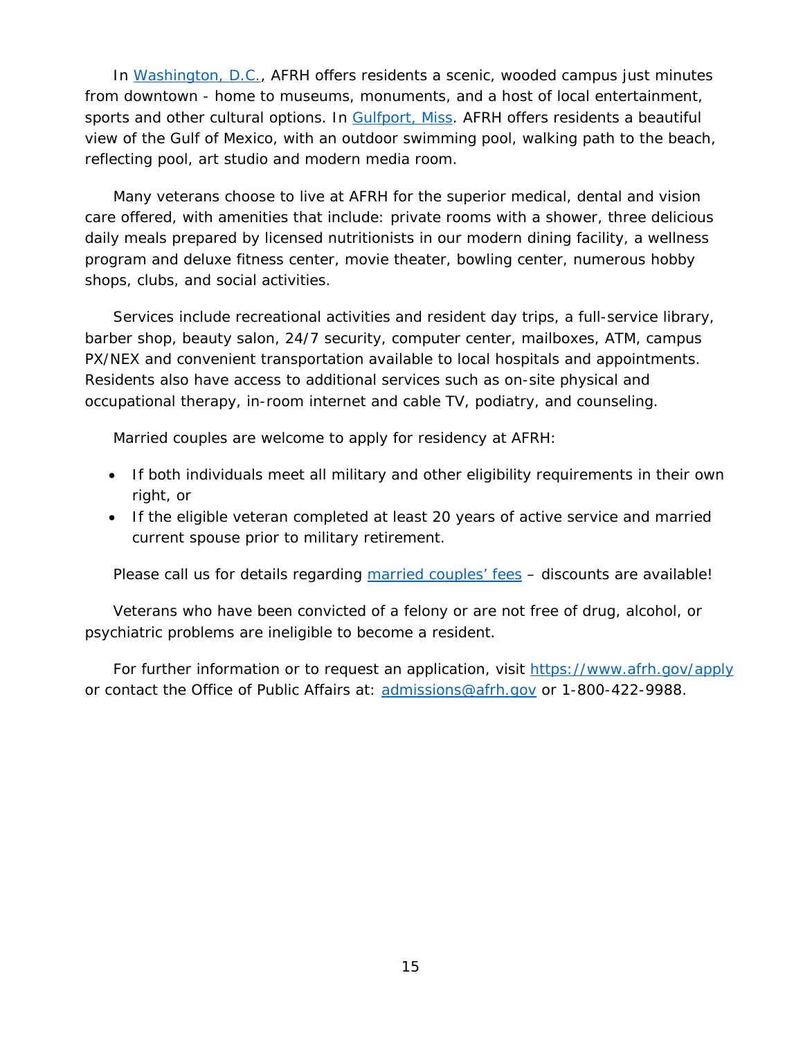In [Washington, D.C.](), AFRH offers residents a scenic, wooded campus just minutes from downtown - home to museums, monuments, and a host of local entertainment, sports and other cultural options. In [Gulfport, Miss](). AFRH offers residents a beautiful view of the Gulf of Mexico, with an outdoor swimming pool, walking path to the beach, reflecting pool, art studio and modern media room.

Many veterans choose to live at AFRH for the superior medical, dental and vision care offered, with amenities that include: private rooms with a shower, three delicious daily meals prepared by licensed nutritionists in our modern dining facility, a wellness program and deluxe fitness center, movie theater, bowling center, numerous hobby shops, clubs, and social activities.

Services include recreational activities and resident day trips, a full-service library, barber shop, beauty salon, 24/7 security, computer center, mailboxes, ATM, campus PX/NEX and convenient transportation available to local hospitals and appointments. Residents also have access to additional services such as on-site physical and occupational therapy, in-room internet and cable TV, podiatry, and counseling.

Married couples are welcome to apply for residency at AFRH:

- If both individuals meet all military and other eligibility requirements in their own right, or
- If the eligible veteran completed at least 20 years of active service and married current spouse prior to military retirement.

Please call us for details regarding [married couples' fees]() – discounts are available!

Veterans who have been convicted of a felony or are not free of drug, alcohol, or psychiatric problems are ineligible to become a resident.

For further information or to request an application, visit [https://www.afrh.gov/apply](https://www.afrh.gov/apply) or contact the Office of Public Affairs at: [admissions@afrh.gov](mailto:admissions@afrh.gov) or 1-800-422-9988.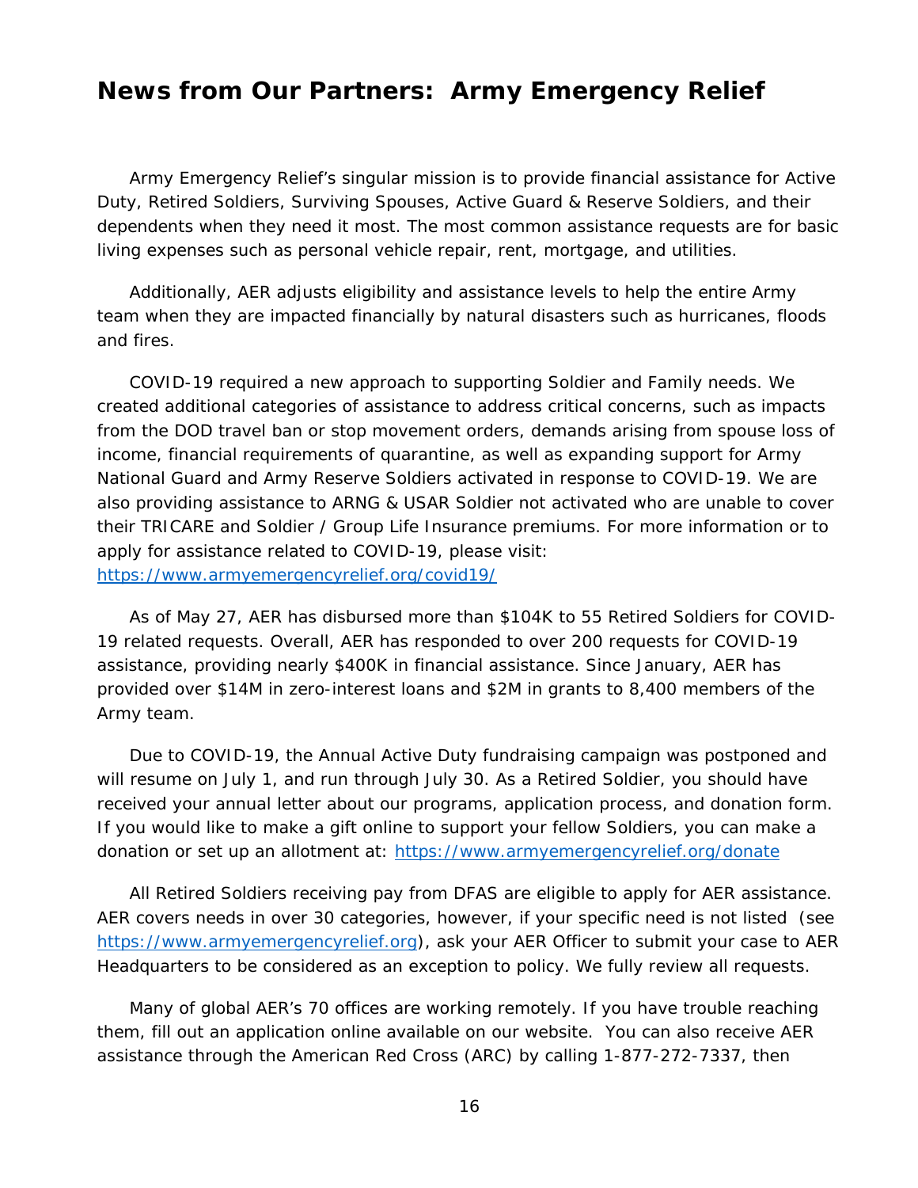## News from Our Partners: Army Emergency Relief

Army Emergency Relief's singular mission is to provide financial assistance for Active Duty, Retired Soldiers, Surviving Spouses, Active Guard & Reserve Soldiers, and their dependents when they need it most. The most common assistance requests are for basic living expenses such as personal vehicle repair, rent, mortgage, and utilities.

Additionally, AER adjusts eligibility and assistance levels to help the entire Army team when they are impacted financially by natural disasters such as hurricanes, floods and fires.

COVID-19 required a new approach to supporting Soldier and Family needs. We created additional categories of assistance to address critical concerns, such as impacts from the DOD travel ban or stop movement orders, demands arising from spouse loss of income, financial requirements of quarantine, as well as expanding support for Army National Guard and Army Reserve Soldiers activated in response to COVID-19. We are also providing assistance to ARNG & USAR Soldier not activated who are unable to cover their TRICARE and Soldier / Group Life Insurance premiums. For more information or to apply for assistance related to COVID-19, please visit: [https://www.armyemergencyrelief.org/covid19/](https://www.armyemergencyrelief.org/covid19/)

As of May 27, AER has disbursed more than $104K to 55 Retired Soldiers for COVID-19 related requests. Overall, AER has responded to over 200 requests for COVID-19 assistance, providing nearly $400K in financial assistance. Since January, AER has provided over $14M in zero-interest loans and $2M in grants to 8,400 members of the Army team.

Due to COVID-19, the Annual Active Duty fundraising campaign was postponed and will resume on July 1, and run through July 30. As a Retired Soldier, you should have received your annual letter about our programs, application process, and donation form. If you would like to make a gift online to support your fellow Soldiers, you can make a donation or set up an allotment at: [https://www.armyemergencyrelief.org/donate](https://www.armyemergencyrelief.org/donate)

All Retired Soldiers receiving pay from DFAS are eligible to apply for AER assistance. AER covers needs in over 30 categories, however, if your specific need is not listed (see [https://www.armyemergencyrelief.org](https://www.armyemergencyrelief.org)), ask your AER Officer to submit your case to AER Headquarters to be considered as an exception to policy. We fully review all requests.

Many of global AER's 70 offices are working remotely. If you have trouble reaching them, fill out an application online available on our website. You can also receive AER assistance through the American Red Cross (ARC) by calling 1-877-272-7337, then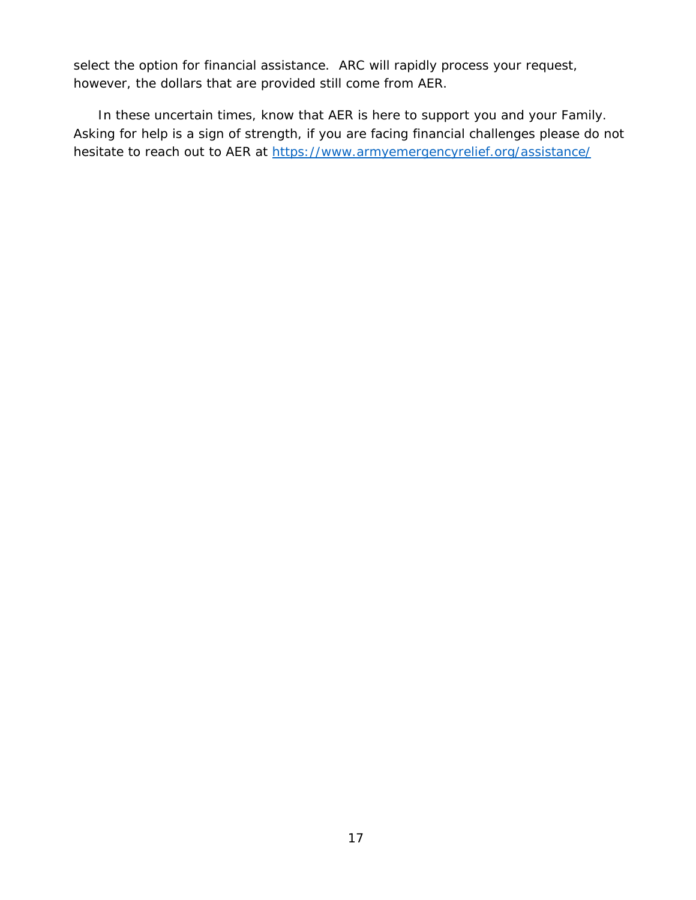select the option for financial assistance. ARC will rapidly process your request, however, the dollars that are provided still come from AER.

In these uncertain times, know that AER is here to support you and your Family. Asking for help is a sign of strength, if you are facing financial challenges please do not hesitate to reach out to AER at [https://www.armyemergencyrelief.org/assistance/](https://www.armyemergencyrelief.org/assistance/)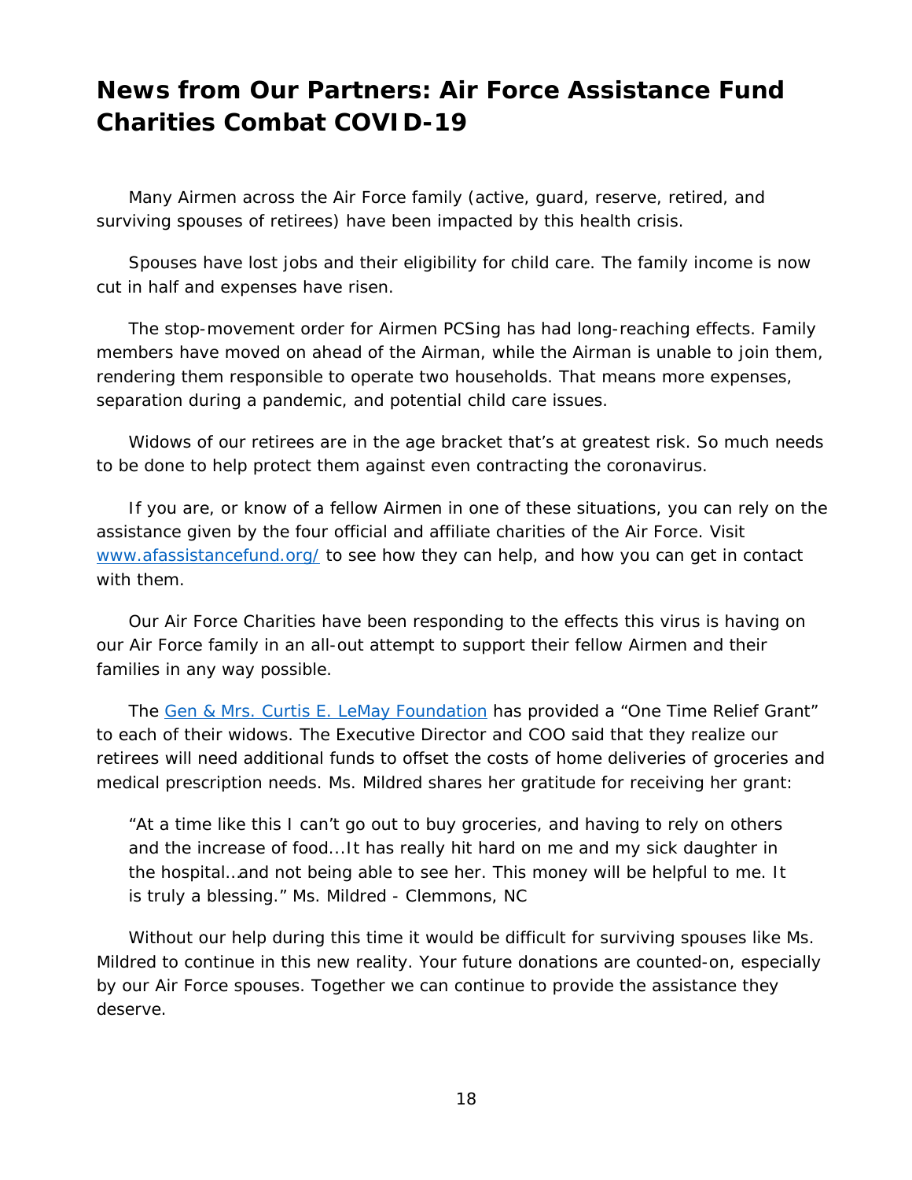# News from Our Partners: Air Force Assistance Fund Charities Combat COVID-19

Many Airmen across the Air Force family (active, guard, reserve, retired, and surviving spouses of retirees) have been impacted by this health crisis.

Spouses have lost jobs and their eligibility for child care. The family income is now cut in half and expenses have risen.

The stop-movement order for Airmen PCSing has had long-reaching effects. Family members have moved on ahead of the Airman, while the Airman is unable to join them, rendering them responsible to operate two households. That means more expenses, separation during a pandemic, and potential child care issues.

Widows of our retirees are in the age bracket that's at greatest risk. So much needs to be done to help protect them against even contracting the coronavirus.

If you are, or know of a fellow Airmen in one of these situations, you can rely on the assistance given by the four official and affiliate charities of the Air Force. Visit [www.afassistancefund.org/](www.afassistancefund.org/) to see how they can help, and how you can get in contact with them.

Our Air Force Charities have been responding to the effects this virus is having on our Air Force family in an all-out attempt to support their fellow Airmen and their families in any way possible.

The Gen & Mrs. Curtis E. LeMay Foundation has provided a "One Time Relief Grant" to each of their widows. The Executive Director and COO said that they realize our retirees will need additional funds to offset the costs of home deliveries of groceries and medical prescription needs. Ms. Mildred shares her gratitude for receiving her grant:

> "At a time like this I can't go out to buy groceries, and having to rely on others and the increase of food...It has really hit hard on me and my sick daughter in the hospital…and not being able to see her. This money will be helpful to me. It is truly a blessing." Ms. Mildred - Clemmons, NC

Without our help during this time it would be difficult for surviving spouses like Ms. Mildred to continue in this new reality. Your future donations are counted-on, especially by our Air Force spouses. Together we can continue to provide the assistance they deserve.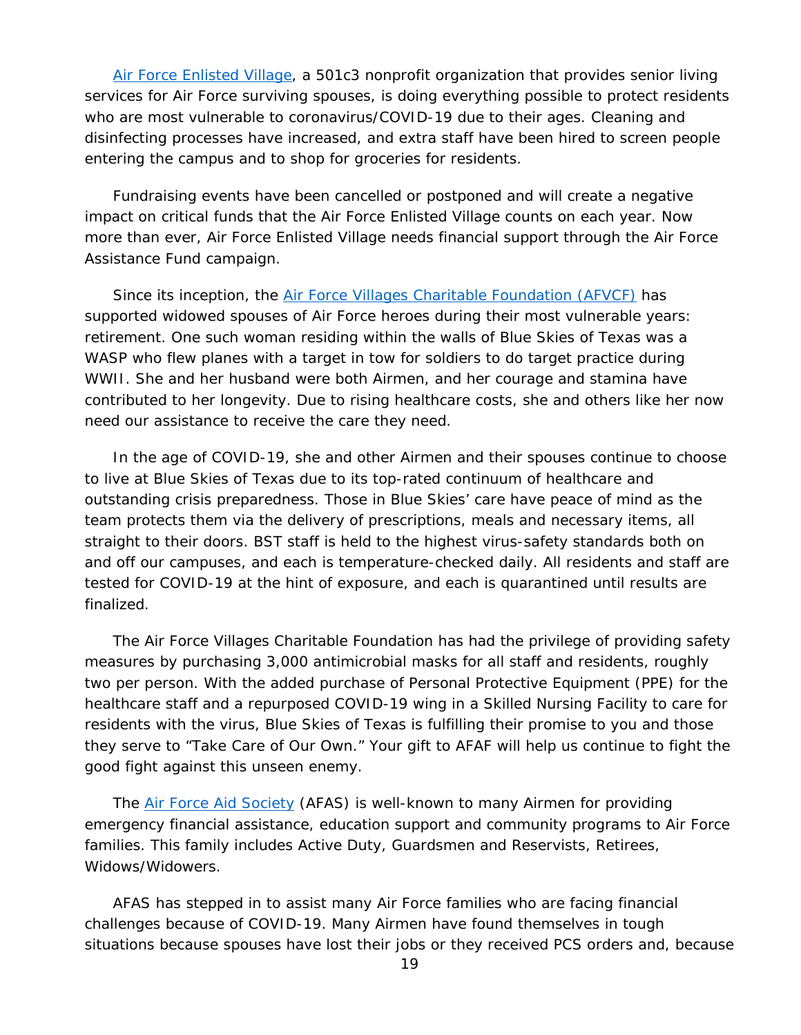Air Force Enlisted Village, a 501c3 nonprofit organization that provides senior living services for Air Force surviving spouses, is doing everything possible to protect residents who are most vulnerable to coronavirus/COVID-19 due to their ages. Cleaning and disinfecting processes have increased, and extra staff have been hired to screen people entering the campus and to shop for groceries for residents.

Fundraising events have been cancelled or postponed and will create a negative impact on critical funds that the Air Force Enlisted Village counts on each year. Now more than ever, Air Force Enlisted Village needs financial support through the Air Force Assistance Fund campaign.

Since its inception, the Air Force Villages Charitable Foundation (AFVCF) has supported widowed spouses of Air Force heroes during their most vulnerable years: retirement. One such woman residing within the walls of Blue Skies of Texas was a WASP who flew planes with a target in tow for soldiers to do target practice during WWII. She and her husband were both Airmen, and her courage and stamina have contributed to her longevity. Due to rising healthcare costs, she and others like her now need our assistance to receive the care they need.

In the age of COVID-19, she and other Airmen and their spouses continue to choose to live at Blue Skies of Texas due to its top-rated continuum of healthcare and outstanding crisis preparedness. Those in Blue Skies' care have peace of mind as the team protects them via the delivery of prescriptions, meals and necessary items, all straight to their doors. BST staff is held to the highest virus-safety standards both on and off our campuses, and each is temperature-checked daily. All residents and staff are tested for COVID-19 at the hint of exposure, and each is quarantined until results are finalized.

The Air Force Villages Charitable Foundation has had the privilege of providing safety measures by purchasing 3,000 antimicrobial masks for all staff and residents, roughly two per person. With the added purchase of Personal Protective Equipment (PPE) for the healthcare staff and a repurposed COVID-19 wing in a Skilled Nursing Facility to care for residents with the virus, Blue Skies of Texas is fulfilling their promise to you and those they serve to "Take Care of Our Own." Your gift to AFAF will help us continue to fight the good fight against this unseen enemy.

The Air Force Aid Society (AFAS) is well-known to many Airmen for providing emergency financial assistance, education support and community programs to Air Force families. This family includes Active Duty, Guardsmen and Reservists, Retirees, Widows/Widowers.

AFAS has stepped in to assist many Air Force families who are facing financial challenges because of COVID-19. Many Airmen have found themselves in tough situations because spouses have lost their jobs or they received PCS orders and, because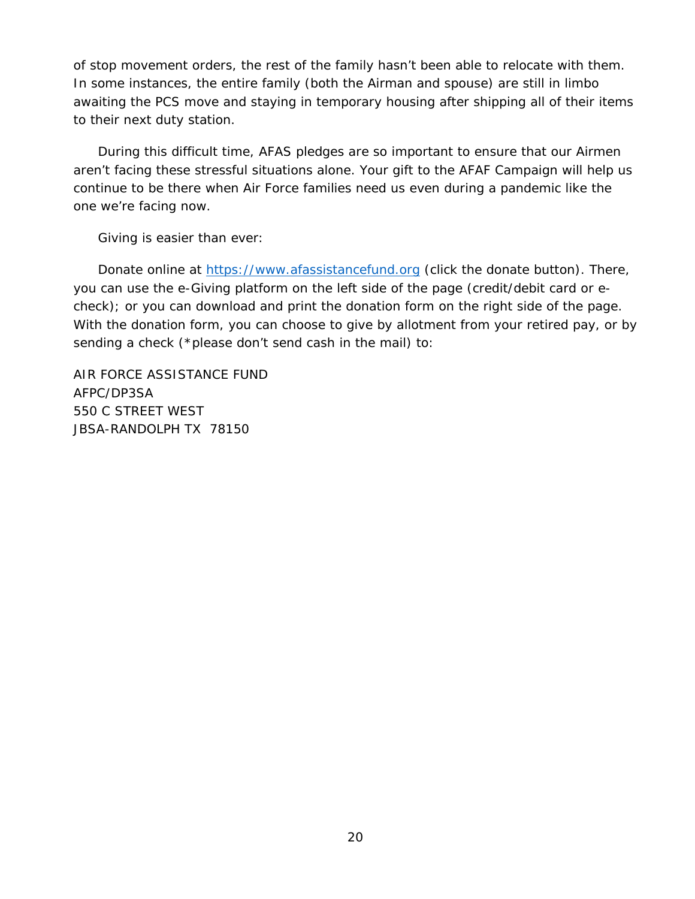of stop movement orders, the rest of the family hasn't been able to relocate with them. In some instances, the entire family (both the Airman and spouse) are still in limbo awaiting the PCS move and staying in temporary housing after shipping all of their items to their next duty station.

During this difficult time, AFAS pledges are so important to ensure that our Airmen aren't facing these stressful situations alone. Your gift to the AFAF Campaign will help us continue to be there when Air Force families need us even during a pandemic like the one we're facing now.

Giving is easier than ever:

Donate online at [https://www.afassistancefund.org](https://www.afassistancefund.org) (click the donate button). There, you can use the e-Giving platform on the left side of the page (credit/debit card or e-check); or you can download and print the donation form on the right side of the page. With the donation form, you can choose to give by allotment from your retired pay, or by sending a check (*please don't send cash in the mail) to:

AIR FORCE ASSISTANCE FUND
AFPC/DP3SA
550 C STREET WEST
JBSA-RANDOLPH TX 78150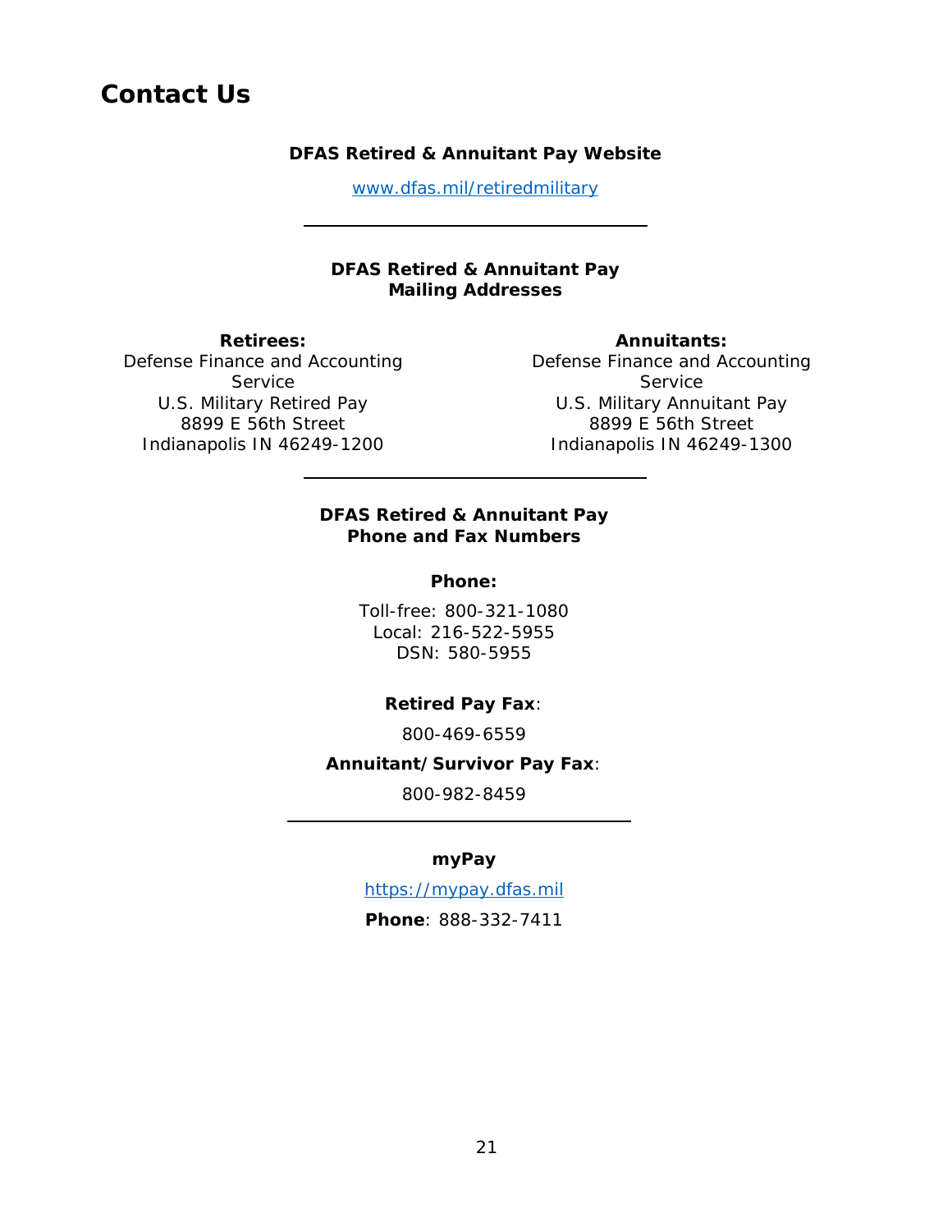# Contact Us

**DFAS Retired & Annuitant Pay Website**

www.dfas.mil/retiredmilitary

---

**DFAS Retired & Annuitant Pay Mailing Addresses**

**Retirees:**
Defense Finance and Accounting Service
U.S. Military Retired Pay
8899 E 56th Street
Indianapolis IN 46249-1200

**Annuitants:**
Defense Finance and Accounting Service
U.S. Military Annuitant Pay
8899 E 56th Street
Indianapolis IN 46249-1300

---

**DFAS Retired & Annuitant Pay Phone and Fax Numbers**

**Phone:**

Toll-free: 800-321-1080
Local: 216-522-5955
DSN: 580-5955

**Retired Pay Fax**:

800-469-6559

**Annuitant/Survivor Pay Fax**:

800-982-8459

---

**myPay**

https://mypay.dfas.mil

**Phone**: 888-332-7411